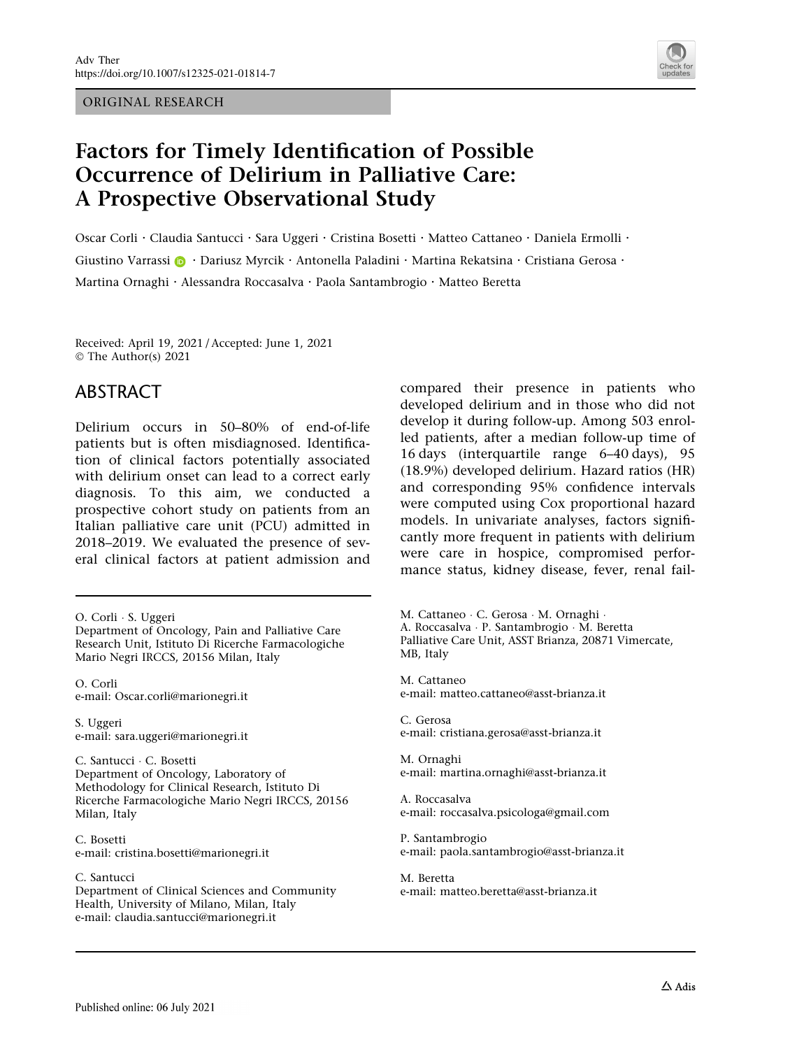ORIGINAL RESEARCH

# Factors for Timely Identification of Possible Occurrence of Delirium in Palliative Care: A Prospective Observational Study

Oscar Corli · Claudia Santucci · Sara Uggeri · Cristina Bosetti · Matteo Cattaneo · Daniela Ermolli · Giustino Varrassi · Dariusz Myrcik · Antonella Paladini · Martina Rekatsina · Cristiana Gerosa · Martina Ornaghi · Alessandra Roccasalva · Paola Santambrogio · Matteo Beretta

Received: April 19, 2021 / Accepted: June 1, 2021
© The Author(s) 2021

## ABSTRACT

Delirium occurs in 50–80% of end-of-life patients but is often misdiagnosed. Identification of clinical factors potentially associated with delirium onset can lead to a correct early diagnosis. To this aim, we conducted a prospective cohort study on patients from an Italian palliative care unit (PCU) admitted in 2018–2019. We evaluated the presence of several clinical factors at patient admission and compared their presence in patients who developed delirium and in those who did not develop it during follow-up. Among 503 enrolled patients, after a median follow-up time of 16 days (interquartile range 6–40 days), 95 (18.9%) developed delirium. Hazard ratios (HR) and corresponding 95% confidence intervals were computed using Cox proportional hazard models. In univariate analyses, factors significantly more frequent in patients with delirium were care in hospice, compromised performance status, kidney disease, fever, renal fail-

---

O. Corli · S. Uggeri
Department of Oncology, Pain and Palliative Care Research Unit, Istituto Di Ricerche Farmacologiche Mario Negri IRCCS, 20156 Milan, Italy

O. Corli
e-mail: Oscar.corli@marionegri.it

S. Uggeri
e-mail: sara.uggeri@marionegri.it

C. Santucci · C. Bosetti
Department of Oncology, Laboratory of Methodology for Clinical Research, Istituto Di Ricerche Farmacologiche Mario Negri IRCCS, 20156 Milan, Italy

C. Bosetti
e-mail: cristina.bosetti@marionegri.it

C. Santucci
Department of Clinical Sciences and Community Health, University of Milano, Milan, Italy
e-mail: claudia.santucci@marionegri.it

M. Cattaneo · C. Gerosa · M. Ornaghi · A. Roccasalva · P. Santambrogio · M. Beretta
Palliative Care Unit, ASST Brianza, 20871 Vimercate, MB, Italy

M. Cattaneo
e-mail: matteo.cattaneo@asst-brianza.it

C. Gerosa
e-mail: cristiana.gerosa@asst-brianza.it

M. Ornaghi
e-mail: martina.ornaghi@asst-brianza.it

A. Roccasalva
e-mail: roccasalva.psicologa@gmail.com

P. Santambrogio
e-mail: paola.santambrogio@asst-brianza.it

M. Beretta
e-mail: matteo.beretta@asst-brianza.it

Published online: 06 July 2021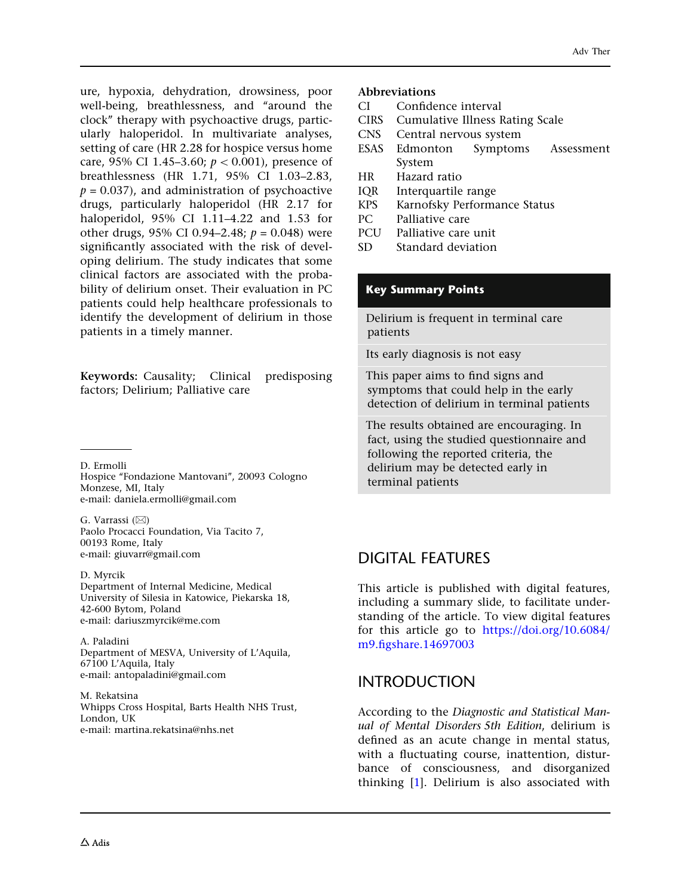ure, hypoxia, dehydration, drowsiness, poor well-being, breathlessness, and "around the clock" therapy with psychoactive drugs, particularly haloperidol. In multivariate analyses, setting of care (HR 2.28 for hospice versus home care, 95% CI 1.45–3.60; $p < 0.001$), presence of breathlessness (HR 1.71, 95% CI 1.03–2.83, $p = 0.037$), and administration of psychoactive drugs, particularly haloperidol (HR 2.17 for haloperidol, 95% CI 1.11–4.22 and 1.53 for other drugs, 95% CI 0.94–2.48; $p = 0.048$) were significantly associated with the risk of developing delirium. The study indicates that some clinical factors are associated with the probability of delirium onset. Their evaluation in PC patients could help healthcare professionals to identify the development of delirium in those patients in a timely manner.

**Keywords:** Causality; Clinical predisposing factors; Delirium; Palliative care

D. Ermolli
Hospice "Fondazione Mantovani", 20093 Cologno Monzese, MI, Italy
e-mail: daniela.ermolli@gmail.com

G. Varrassi (✉)
Paolo Procacci Foundation, Via Tacito 7, 00193 Rome, Italy
e-mail: giuvarr@gmail.com

D. Myrcik
Department of Internal Medicine, Medical University of Silesia in Katowice, Piekarska 18, 42-600 Bytom, Poland
e-mail: dariuszmyrcik@me.com

A. Paladini
Department of MESVA, University of L'Aquila, 67100 L'Aquila, Italy
e-mail: antopaladini@gmail.com

M. Rekatsina
Whipps Cross Hospital, Barts Health NHS Trust, London, UK
e-mail: martina.rekatsina@nhs.net

**Abbreviations**

| | |
|---|---|
| CI | Confidence interval |
| CIRS | Cumulative Illness Rating Scale |
| CNS | Central nervous system |
| ESAS | Edmonton Symptoms Assessment System |
| HR | Hazard ratio |
| IQR | Interquartile range |
| KPS | Karnofsky Performance Status |
| PC | Palliative care |
| PCU | Palliative care unit |
| SD | Standard deviation |

**Key Summary Points**

- Delirium is frequent in terminal care patients
- Its early diagnosis is not easy
- This paper aims to find signs and symptoms that could help in the early detection of delirium in terminal patients
- The results obtained are encouraging. In fact, using the studied questionnaire and following the reported criteria, the delirium may be detected early in terminal patients

## DIGITAL FEATURES

This article is published with digital features, including a summary slide, to facilitate understanding of the article. To view digital features for this article go to https://doi.org/10.6084/m9.figshare.14697003

## INTRODUCTION

According to the *Diagnostic and Statistical Manual of Mental Disorders 5th Edition*, delirium is defined as an acute change in mental status, with a fluctuating course, inattention, disturbance of consciousness, and disorganized thinking [1]. Delirium is also associated with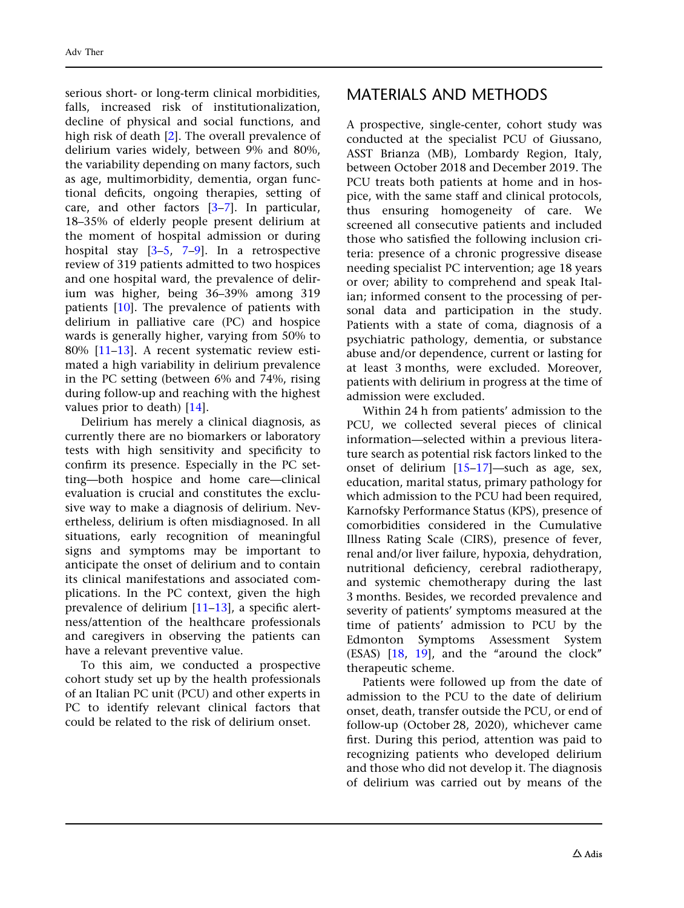serious short- or long-term clinical morbidities, falls, increased risk of institutionalization, decline of physical and social functions, and high risk of death [2]. The overall prevalence of delirium varies widely, between 9% and 80%, the variability depending on many factors, such as age, multimorbidity, dementia, organ functional deficits, ongoing therapies, setting of care, and other factors [3–7]. In particular, 18–35% of elderly people present delirium at the moment of hospital admission or during hospital stay [3–5, 7–9]. In a retrospective review of 319 patients admitted to two hospices and one hospital ward, the prevalence of delirium was higher, being 36–39% among 319 patients [10]. The prevalence of patients with delirium in palliative care (PC) and hospice wards is generally higher, varying from 50% to 80% [11–13]. A recent systematic review estimated a high variability in delirium prevalence in the PC setting (between 6% and 74%, rising during follow-up and reaching with the highest values prior to death) [14].

Delirium has merely a clinical diagnosis, as currently there are no biomarkers or laboratory tests with high sensitivity and specificity to confirm its presence. Especially in the PC setting—both hospice and home care—clinical evaluation is crucial and constitutes the exclusive way to make a diagnosis of delirium. Nevertheless, delirium is often misdiagnosed. In all situations, early recognition of meaningful signs and symptoms may be important to anticipate the onset of delirium and to contain its clinical manifestations and associated complications. In the PC context, given the high prevalence of delirium [11–13], a specific alertness/attention of the healthcare professionals and caregivers in observing the patients can have a relevant preventive value.

To this aim, we conducted a prospective cohort study set up by the health professionals of an Italian PC unit (PCU) and other experts in PC to identify relevant clinical factors that could be related to the risk of delirium onset.

## MATERIALS AND METHODS

A prospective, single-center, cohort study was conducted at the specialist PCU of Giussano, ASST Brianza (MB), Lombardy Region, Italy, between October 2018 and December 2019. The PCU treats both patients at home and in hospice, with the same staff and clinical protocols, thus ensuring homogeneity of care. We screened all consecutive patients and included those who satisfied the following inclusion criteria: presence of a chronic progressive disease needing specialist PC intervention; age 18 years or over; ability to comprehend and speak Italian; informed consent to the processing of personal data and participation in the study. Patients with a state of coma, diagnosis of a psychiatric pathology, dementia, or substance abuse and/or dependence, current or lasting for at least 3 months, were excluded. Moreover, patients with delirium in progress at the time of admission were excluded.

Within 24 h from patients' admission to the PCU, we collected several pieces of clinical information—selected within a previous literature search as potential risk factors linked to the onset of delirium [15–17]—such as age, sex, education, marital status, primary pathology for which admission to the PCU had been required, Karnofsky Performance Status (KPS), presence of comorbidities considered in the Cumulative Illness Rating Scale (CIRS), presence of fever, renal and/or liver failure, hypoxia, dehydration, nutritional deficiency, cerebral radiotherapy, and systemic chemotherapy during the last 3 months. Besides, we recorded prevalence and severity of patients' symptoms measured at the time of patients' admission to PCU by the Edmonton Symptoms Assessment System (ESAS) [18, 19], and the "around the clock" therapeutic scheme.

Patients were followed up from the date of admission to the PCU to the date of delirium onset, death, transfer outside the PCU, or end of follow-up (October 28, 2020), whichever came first. During this period, attention was paid to recognizing patients who developed delirium and those who did not develop it. The diagnosis of delirium was carried out by means of the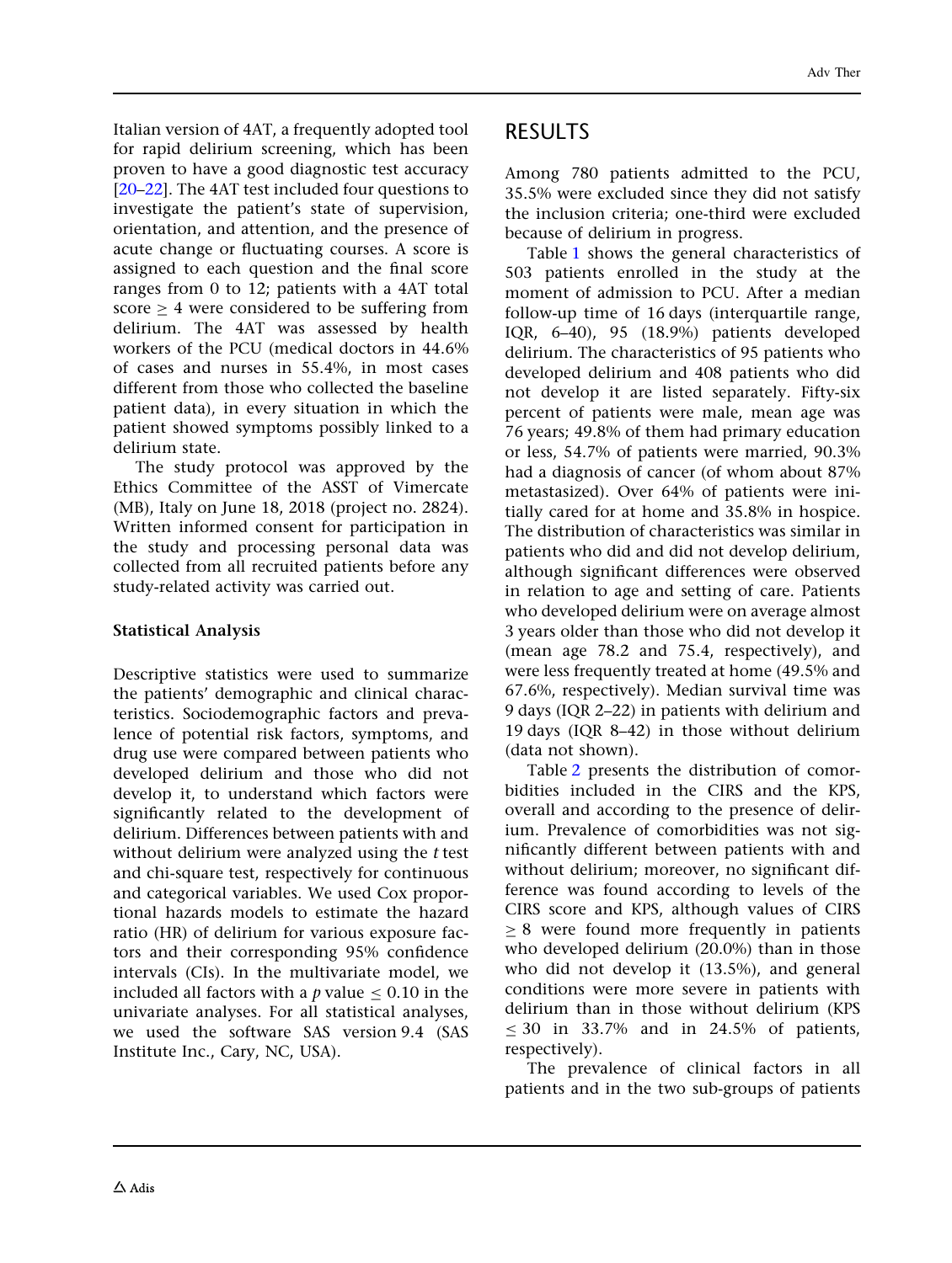Italian version of 4AT, a frequently adopted tool for rapid delirium screening, which has been proven to have a good diagnostic test accuracy [20–22]. The 4AT test included four questions to investigate the patient's state of supervision, orientation, and attention, and the presence of acute change or fluctuating courses. A score is assigned to each question and the final score ranges from 0 to 12; patients with a 4AT total score $\geq 4$ were considered to be suffering from delirium. The 4AT was assessed by health workers of the PCU (medical doctors in 44.6% of cases and nurses in 55.4%, in most cases different from those who collected the baseline patient data), in every situation in which the patient showed symptoms possibly linked to a delirium state.

The study protocol was approved by the Ethics Committee of the ASST of Vimercate (MB), Italy on June 18, 2018 (project no. 2824). Written informed consent for participation in the study and processing personal data was collected from all recruited patients before any study-related activity was carried out.

### Statistical Analysis

Descriptive statistics were used to summarize the patients' demographic and clinical characteristics. Sociodemographic factors and prevalence of potential risk factors, symptoms, and drug use were compared between patients who developed delirium and those who did not develop it, to understand which factors were significantly related to the development of delirium. Differences between patients with and without delirium were analyzed using the *t* test and chi-square test, respectively for continuous and categorical variables. We used Cox proportional hazards models to estimate the hazard ratio (HR) of delirium for various exposure factors and their corresponding 95% confidence intervals (CIs). In the multivariate model, we included all factors with a $p$ value $\leq 0.10$ in the univariate analyses. For all statistical analyses, we used the software SAS version 9.4 (SAS Institute Inc., Cary, NC, USA).

## RESULTS

Among 780 patients admitted to the PCU, 35.5% were excluded since they did not satisfy the inclusion criteria; one-third were excluded because of delirium in progress.

Table 1 shows the general characteristics of 503 patients enrolled in the study at the moment of admission to PCU. After a median follow-up time of 16 days (interquartile range, IQR, 6–40), 95 (18.9%) patients developed delirium. The characteristics of 95 patients who developed delirium and 408 patients who did not develop it are listed separately. Fifty-six percent of patients were male, mean age was 76 years; 49.8% of them had primary education or less, 54.7% of patients were married, 90.3% had a diagnosis of cancer (of whom about 87% metastasized). Over 64% of patients were initially cared for at home and 35.8% in hospice. The distribution of characteristics was similar in patients who did and did not develop delirium, although significant differences were observed in relation to age and setting of care. Patients who developed delirium were on average almost 3 years older than those who did not develop it (mean age 78.2 and 75.4, respectively), and were less frequently treated at home (49.5% and 67.6%, respectively). Median survival time was 9 days (IQR 2–22) in patients with delirium and 19 days (IQR 8–42) in those without delirium (data not shown).

Table 2 presents the distribution of comorbidities included in the CIRS and the KPS, overall and according to the presence of delirium. Prevalence of comorbidities was not significantly different between patients with and without delirium; moreover, no significant difference was found according to levels of the CIRS score and KPS, although values of CIRS $\geq 8$ were found more frequently in patients who developed delirium (20.0%) than in those who did not develop it (13.5%), and general conditions were more severe in patients with delirium than in those without delirium (KPS $\leq 30$ in 33.7% and in 24.5% of patients, respectively).

The prevalence of clinical factors in all patients and in the two sub-groups of patients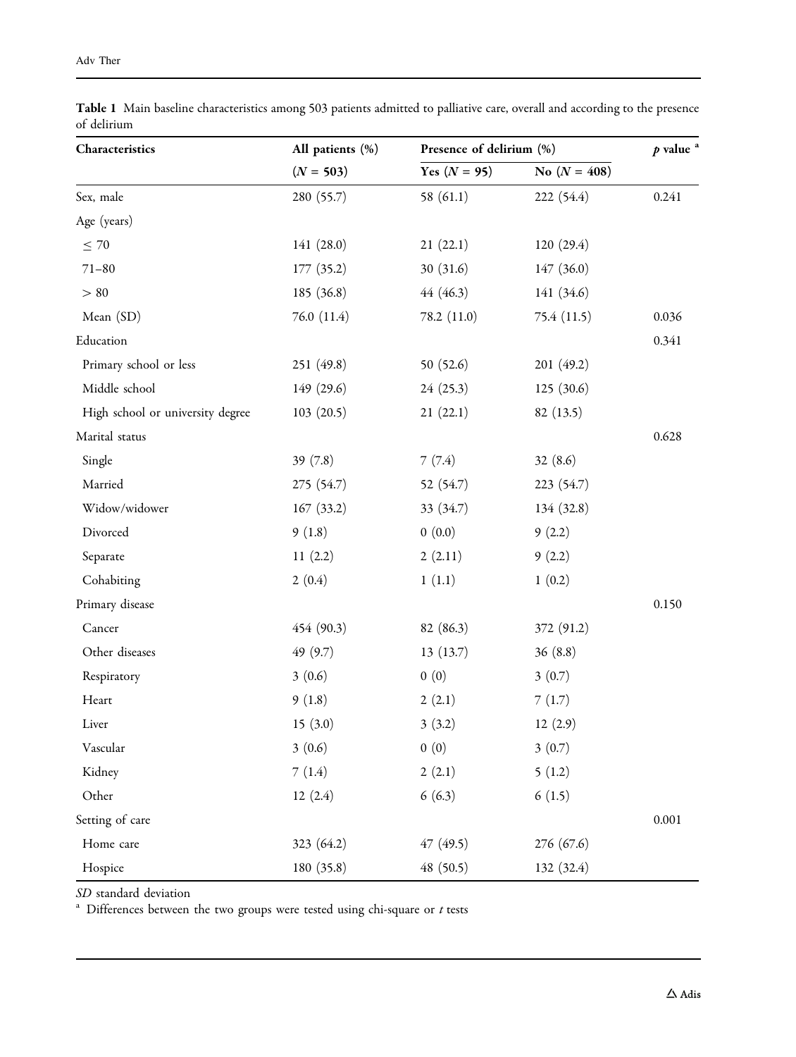**Table 1** Main baseline characteristics among 503 patients admitted to palliative care, overall and according to the presence of delirium

| Characteristics | All patients (%) | Presence of delirium (%) | | $p$ value [a] |
|---|---|---|---|---|
| | ($N$ = 503) | Yes ($N$ = 95) | No ($N$ = 408) | |
| Sex, male | 280 (55.7) | 58 (61.1) | 222 (54.4) | 0.241 |
| Age (years) | | | | |
| ≤ 70 | 141 (28.0) | 21 (22.1) | 120 (29.4) | |
| 71–80 | 177 (35.2) | 30 (31.6) | 147 (36.0) | |
| > 80 | 185 (36.8) | 44 (46.3) | 141 (34.6) | |
| Mean (SD) | 76.0 (11.4) | 78.2 (11.0) | 75.4 (11.5) | 0.036 |
| Education | | | | 0.341 |
| Primary school or less | 251 (49.8) | 50 (52.6) | 201 (49.2) | |
| Middle school | 149 (29.6) | 24 (25.3) | 125 (30.6) | |
| High school or university degree | 103 (20.5) | 21 (22.1) | 82 (13.5) | |
| Marital status | | | | 0.628 |
| Single | 39 (7.8) | 7 (7.4) | 32 (8.6) | |
| Married | 275 (54.7) | 52 (54.7) | 223 (54.7) | |
| Widow/widower | 167 (33.2) | 33 (34.7) | 134 (32.8) | |
| Divorced | 9 (1.8) | 0 (0.0) | 9 (2.2) | |
| Separate | 11 (2.2) | 2 (2.11) | 9 (2.2) | |
| Cohabiting | 2 (0.4) | 1 (1.1) | 1 (0.2) | |
| Primary disease | | | | 0.150 |
| Cancer | 454 (90.3) | 82 (86.3) | 372 (91.2) | |
| Other diseases | 49 (9.7) | 13 (13.7) | 36 (8.8) | |
| Respiratory | 3 (0.6) | 0 (0) | 3 (0.7) | |
| Heart | 9 (1.8) | 2 (2.1) | 7 (1.7) | |
| Liver | 15 (3.0) | 3 (3.2) | 12 (2.9) | |
| Vascular | 3 (0.6) | 0 (0) | 3 (0.7) | |
| Kidney | 7 (1.4) | 2 (2.1) | 5 (1.2) | |
| Other | 12 (2.4) | 6 (6.3) | 6 (1.5) | |
| Setting of care | | | | 0.001 |
| Home care | 323 (64.2) | 47 (49.5) | 276 (67.6) | |
| Hospice | 180 (35.8) | 48 (50.5) | 132 (32.4) | |

*SD* standard deviation

[a] Differences between the two groups were tested using chi-square or $t$ tests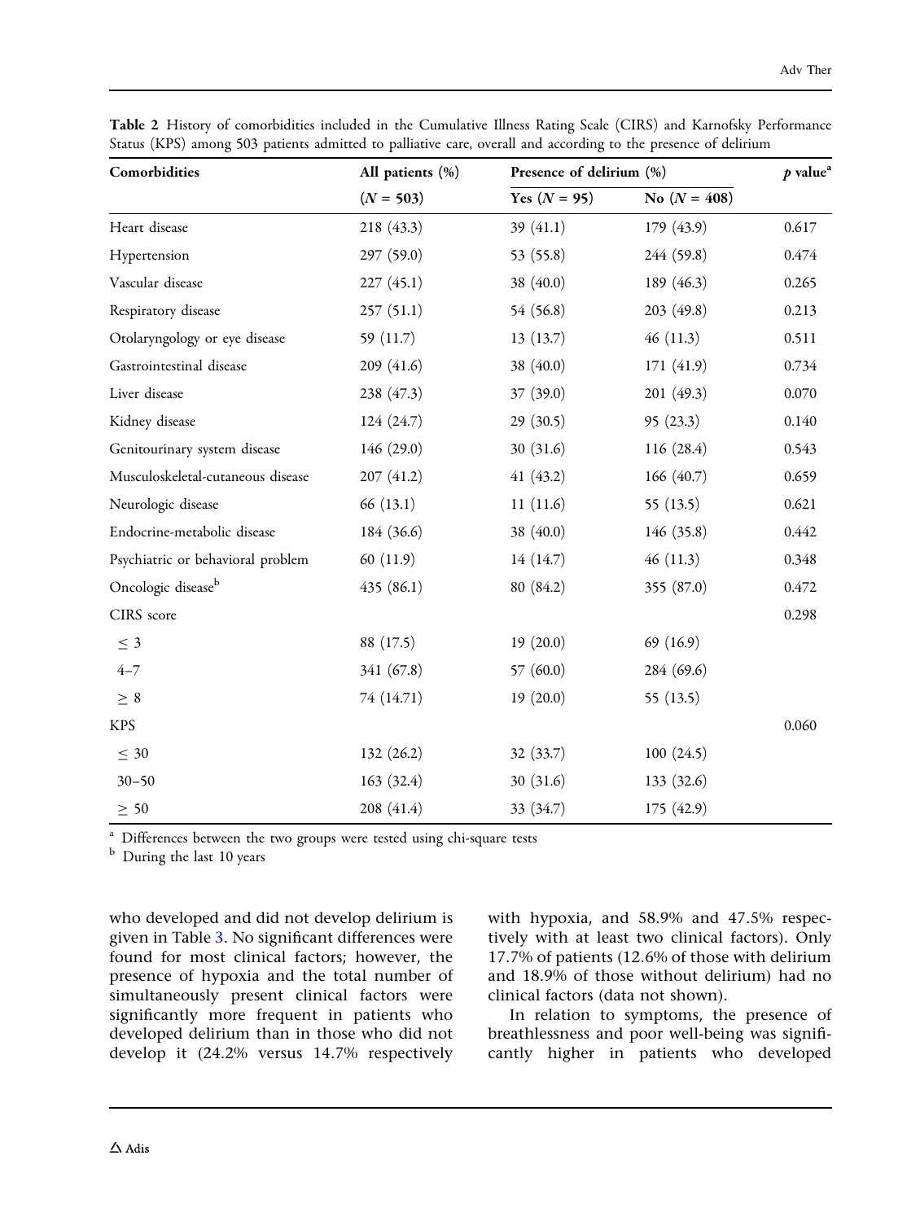**Table 2** History of comorbidities included in the Cumulative Illness Rating Scale (CIRS) and Karnofsky Performance Status (KPS) among 503 patients admitted to palliative care, overall and according to the presence of delirium

| Comorbidities | All patients (%) | Presence of delirium (%) | | $p$ value[a] |
|---|---|---|---|---|
| | ($N$ = 503) | Yes ($N$ = 95) | No ($N$ = 408) | |
| Heart disease | 218 (43.3) | 39 (41.1) | 179 (43.9) | 0.617 |
| Hypertension | 297 (59.0) | 53 (55.8) | 244 (59.8) | 0.474 |
| Vascular disease | 227 (45.1) | 38 (40.0) | 189 (46.3) | 0.265 |
| Respiratory disease | 257 (51.1) | 54 (56.8) | 203 (49.8) | 0.213 |
| Otolaryngology or eye disease | 59 (11.7) | 13 (13.7) | 46 (11.3) | 0.511 |
| Gastrointestinal disease | 209 (41.6) | 38 (40.0) | 171 (41.9) | 0.734 |
| Liver disease | 238 (47.3) | 37 (39.0) | 201 (49.3) | 0.070 |
| Kidney disease | 124 (24.7) | 29 (30.5) | 95 (23.3) | 0.140 |
| Genitourinary system disease | 146 (29.0) | 30 (31.6) | 116 (28.4) | 0.543 |
| Musculoskeletal-cutaneous disease | 207 (41.2) | 41 (43.2) | 166 (40.7) | 0.659 |
| Neurologic disease | 66 (13.1) | 11 (11.6) | 55 (13.5) | 0.621 |
| Endocrine-metabolic disease | 184 (36.6) | 38 (40.0) | 146 (35.8) | 0.442 |
| Psychiatric or behavioral problem | 60 (11.9) | 14 (14.7) | 46 (11.3) | 0.348 |
| Oncologic disease[b] | 435 (86.1) | 80 (84.2) | 355 (87.0) | 0.472 |
| CIRS score | | | | 0.298 |
| ≤ 3 | 88 (17.5) | 19 (20.0) | 69 (16.9) | |
| 4–7 | 341 (67.8) | 57 (60.0) | 284 (69.6) | |
| ≥ 8 | 74 (14.71) | 19 (20.0) | 55 (13.5) | |
| KPS | | | | 0.060 |
| ≤ 30 | 132 (26.2) | 32 (33.7) | 100 (24.5) | |
| 30–50 | 163 (32.4) | 30 (31.6) | 133 (32.6) | |
| ≥ 50 | 208 (41.4) | 33 (34.7) | 175 (42.9) | |

[a] Differences between the two groups were tested using chi-square tests

[b] During the last 10 years

who developed and did not develop delirium is given in Table 3. No significant differences were found for most clinical factors; however, the presence of hypoxia and the total number of simultaneously present clinical factors were significantly more frequent in patients who developed delirium than in those who did not develop it (24.2% versus 14.7% respectively with hypoxia, and 58.9% and 47.5% respectively with at least two clinical factors). Only 17.7% of patients (12.6% of those with delirium and 18.9% of those without delirium) had no clinical factors (data not shown).

In relation to symptoms, the presence of breathlessness and poor well-being was significantly higher in patients who developed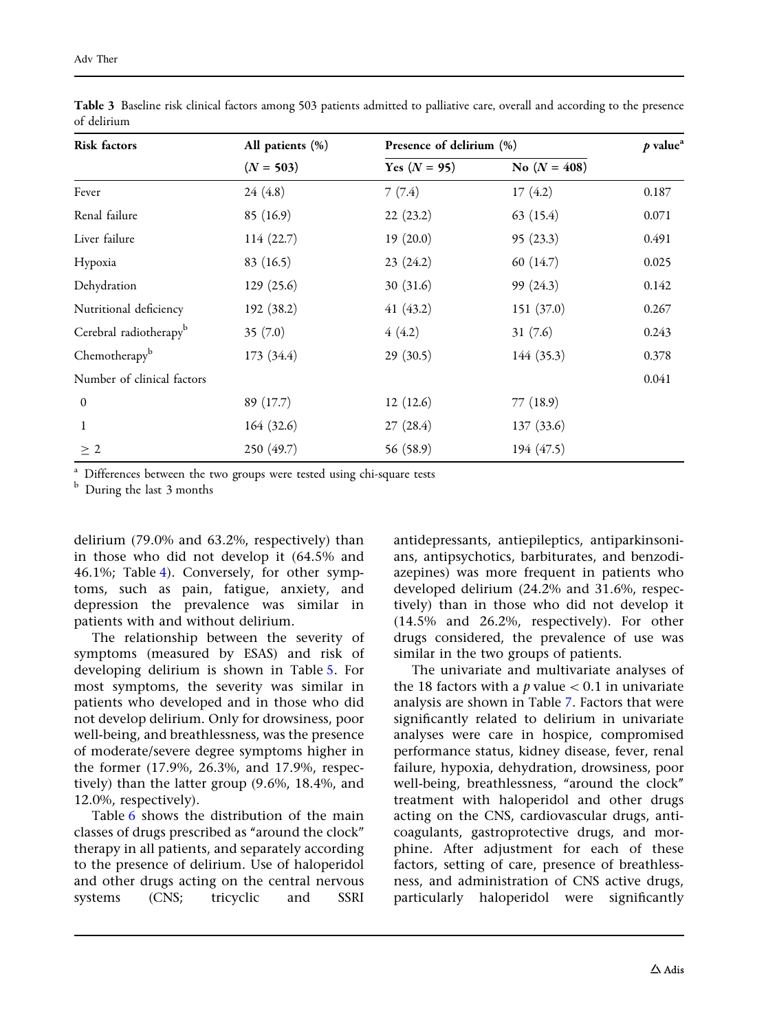**Table 3** Baseline risk clinical factors among 503 patients admitted to palliative care, overall and according to the presence of delirium

| Risk factors | All patients (%) | Presence of delirium (%) | | $p$ value[a] |
|---|---|---|---|---|
| | ($N = 503$) | Yes ($N = 95$) | No ($N = 408$) | |
| Fever | 24 (4.8) | 7 (7.4) | 17 (4.2) | 0.187 |
| Renal failure | 85 (16.9) | 22 (23.2) | 63 (15.4) | 0.071 |
| Liver failure | 114 (22.7) | 19 (20.0) | 95 (23.3) | 0.491 |
| Hypoxia | 83 (16.5) | 23 (24.2) | 60 (14.7) | 0.025 |
| Dehydration | 129 (25.6) | 30 (31.6) | 99 (24.3) | 0.142 |
| Nutritional deficiency | 192 (38.2) | 41 (43.2) | 151 (37.0) | 0.267 |
| Cerebral radiotherapy[b] | 35 (7.0) | 4 (4.2) | 31 (7.6) | 0.243 |
| Chemotherapy[b] | 173 (34.4) | 29 (30.5) | 144 (35.3) | 0.378 |
| Number of clinical factors | | | | 0.041 |
| 0 | 89 (17.7) | 12 (12.6) | 77 (18.9) | |
| 1 | 164 (32.6) | 27 (28.4) | 137 (33.6) | |
| $\geq 2$ | 250 (49.7) | 56 (58.9) | 194 (47.5) | |

[a] Differences between the two groups were tested using chi-square tests

[b] During the last 3 months

delirium (79.0% and 63.2%, respectively) than in those who did not develop it (64.5% and 46.1%; Table 4). Conversely, for other symptoms, such as pain, fatigue, anxiety, and depression the prevalence was similar in patients with and without delirium.

The relationship between the severity of symptoms (measured by ESAS) and risk of developing delirium is shown in Table 5. For most symptoms, the severity was similar in patients who developed and in those who did not develop delirium. Only for drowsiness, poor well-being, and breathlessness, was the presence of moderate/severe degree symptoms higher in the former (17.9%, 26.3%, and 17.9%, respectively) than the latter group (9.6%, 18.4%, and 12.0%, respectively).

Table 6 shows the distribution of the main classes of drugs prescribed as "around the clock" therapy in all patients, and separately according to the presence of delirium. Use of haloperidol and other drugs acting on the central nervous systems (CNS; tricyclic and SSRI antidepressants, antiepileptics, antiparkinsonians, antipsychotics, barbiturates, and benzodiazepines) was more frequent in patients who developed delirium (24.2% and 31.6%, respectively) than in those who did not develop it (14.5% and 26.2%, respectively). For other drugs considered, the prevalence of use was similar in the two groups of patients.

The univariate and multivariate analyses of the 18 factors with a $p$ value $< 0.1$ in univariate analysis are shown in Table 7. Factors that were significantly related to delirium in univariate analyses were care in hospice, compromised performance status, kidney disease, fever, renal failure, hypoxia, dehydration, drowsiness, poor well-being, breathlessness, "around the clock" treatment with haloperidol and other drugs acting on the CNS, cardiovascular drugs, anticoagulants, gastroprotective drugs, and morphine. After adjustment for each of these factors, setting of care, presence of breathlessness, and administration of CNS active drugs, particularly haloperidol were significantly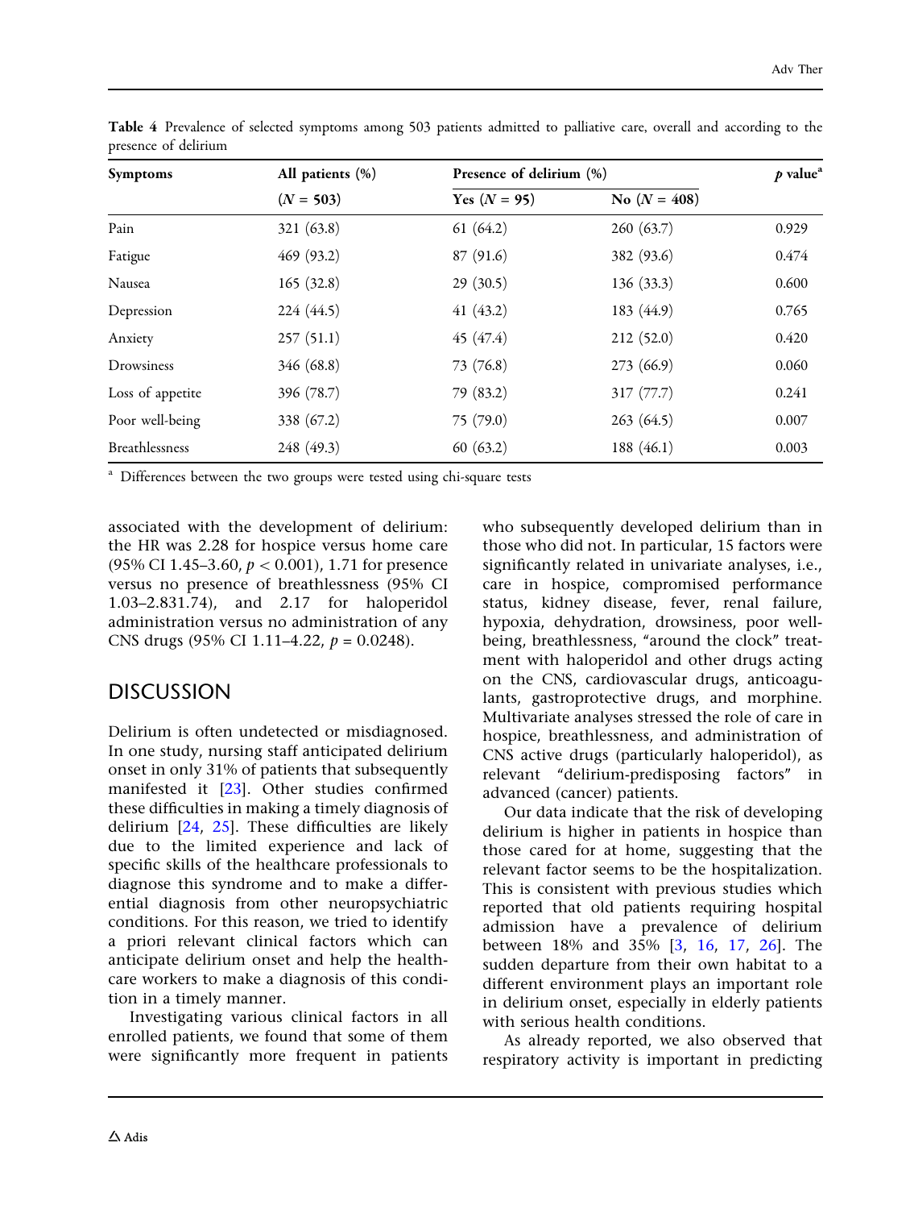Table 4 Prevalence of selected symptoms among 503 patients admitted to palliative care, overall and according to the presence of delirium

| Symptoms | All patients (%) | Presence of delirium (%) | | p value[a] |
|---|---|---|---|---|
| | ($N = 503$) | Yes ($N = 95$) | No ($N = 408$) | |
| Pain | 321 (63.8) | 61 (64.2) | 260 (63.7) | 0.929 |
| Fatigue | 469 (93.2) | 87 (91.6) | 382 (93.6) | 0.474 |
| Nausea | 165 (32.8) | 29 (30.5) | 136 (33.3) | 0.600 |
| Depression | 224 (44.5) | 41 (43.2) | 183 (44.9) | 0.765 |
| Anxiety | 257 (51.1) | 45 (47.4) | 212 (52.0) | 0.420 |
| Drowsiness | 346 (68.8) | 73 (76.8) | 273 (66.9) | 0.060 |
| Loss of appetite | 396 (78.7) | 79 (83.2) | 317 (77.7) | 0.241 |
| Poor well-being | 338 (67.2) | 75 (79.0) | 263 (64.5) | 0.007 |
| Breathlessness | 248 (49.3) | 60 (63.2) | 188 (46.1) | 0.003 |

[a] Differences between the two groups were tested using chi-square tests

associated with the development of delirium: the HR was 2.28 for hospice versus home care (95% CI 1.45–3.60, $p < 0.001$), 1.71 for presence versus no presence of breathlessness (95% CI 1.03–2.831.74), and 2.17 for haloperidol administration versus no administration of any CNS drugs (95% CI 1.11–4.22, $p = 0.0248$).

## DISCUSSION

Delirium is often undetected or misdiagnosed. In one study, nursing staff anticipated delirium onset in only 31% of patients that subsequently manifested it [23]. Other studies confirmed these difficulties in making a timely diagnosis of delirium [24, 25]. These difficulties are likely due to the limited experience and lack of specific skills of the healthcare professionals to diagnose this syndrome and to make a differential diagnosis from other neuropsychiatric conditions. For this reason, we tried to identify a priori relevant clinical factors which can anticipate delirium onset and help the healthcare workers to make a diagnosis of this condition in a timely manner.

Investigating various clinical factors in all enrolled patients, we found that some of them were significantly more frequent in patients who subsequently developed delirium than in those who did not. In particular, 15 factors were significantly related in univariate analyses, i.e., care in hospice, compromised performance status, kidney disease, fever, renal failure, hypoxia, dehydration, drowsiness, poor well-being, breathlessness, "around the clock" treatment with haloperidol and other drugs acting on the CNS, cardiovascular drugs, anticoagulants, gastroprotective drugs, and morphine. Multivariate analyses stressed the role of care in hospice, breathlessness, and administration of CNS active drugs (particularly haloperidol), as relevant "delirium-predisposing factors" in advanced (cancer) patients.

Our data indicate that the risk of developing delirium is higher in patients in hospice than those cared for at home, suggesting that the relevant factor seems to be the hospitalization. This is consistent with previous studies which reported that old patients requiring hospital admission have a prevalence of delirium between 18% and 35% [3, 16, 17, 26]. The sudden departure from their own habitat to a different environment plays an important role in delirium onset, especially in elderly patients with serious health conditions.

As already reported, we also observed that respiratory activity is important in predicting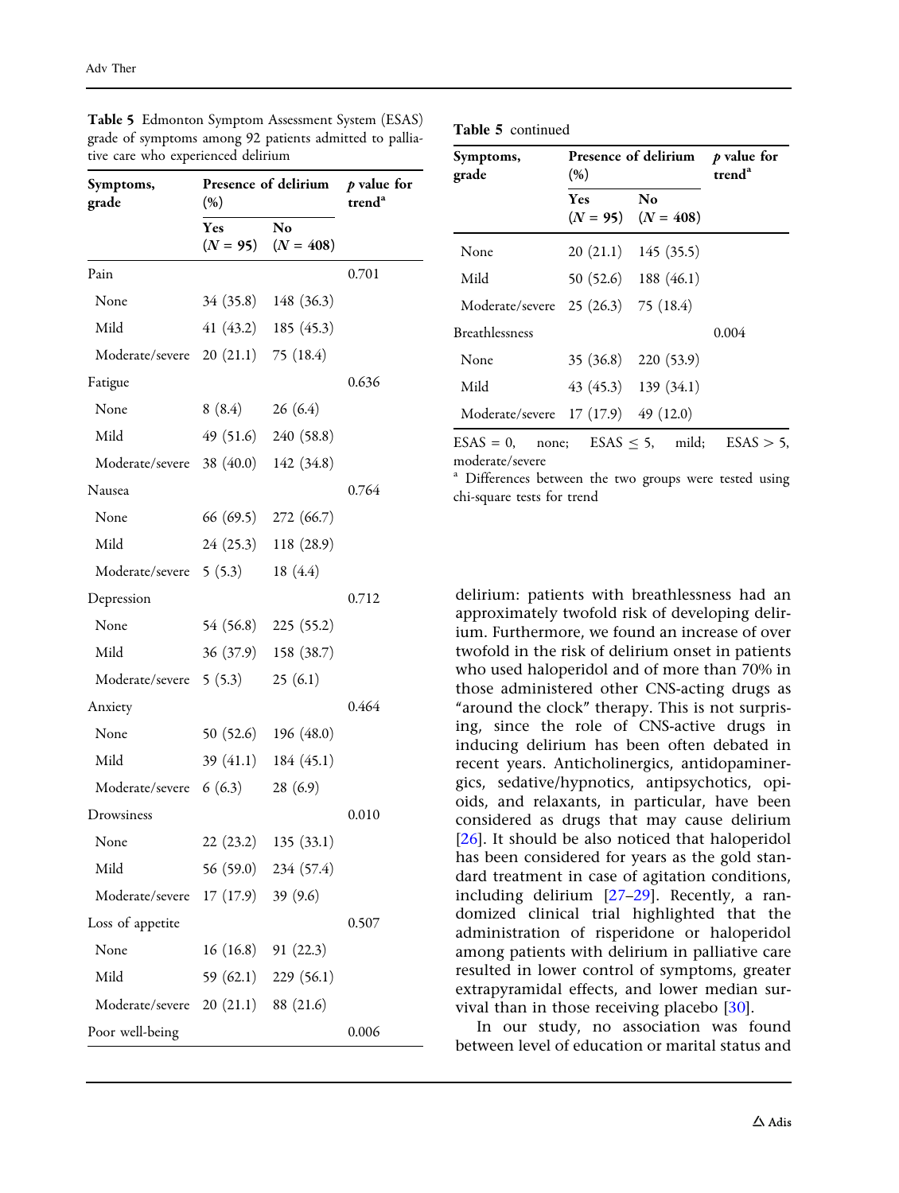**Table 5** Edmonton Symptom Assessment System (ESAS) grade of symptoms among 92 patients admitted to palliative care who experienced delirium

| Symptoms, grade | Presence of delirium (%) | | p value for trend[a] |
|---|---|---|---|
| | Yes (N = 95) | No (N = 408) | |
| Pain | | | 0.701 |
| None | 34 (35.8) | 148 (36.3) | |
| Mild | 41 (43.2) | 185 (45.3) | |
| Moderate/severe | 20 (21.1) | 75 (18.4) | |
| Fatigue | | | 0.636 |
| None | 8 (8.4) | 26 (6.4) | |
| Mild | 49 (51.6) | 240 (58.8) | |
| Moderate/severe | 38 (40.0) | 142 (34.8) | |
| Nausea | | | 0.764 |
| None | 66 (69.5) | 272 (66.7) | |
| Mild | 24 (25.3) | 118 (28.9) | |
| Moderate/severe | 5 (5.3) | 18 (4.4) | |
| Depression | | | 0.712 |
| None | 54 (56.8) | 225 (55.2) | |
| Mild | 36 (37.9) | 158 (38.7) | |
| Moderate/severe | 5 (5.3) | 25 (6.1) | |
| Anxiety | | | 0.464 |
| None | 50 (52.6) | 196 (48.0) | |
| Mild | 39 (41.1) | 184 (45.1) | |
| Moderate/severe | 6 (6.3) | 28 (6.9) | |
| Drowsiness | | | 0.010 |
| None | 22 (23.2) | 135 (33.1) | |
| Mild | 56 (59.0) | 234 (57.4) | |
| Moderate/severe | 17 (17.9) | 39 (9.6) | |
| Loss of appetite | | | 0.507 |
| None | 16 (16.8) | 91 (22.3) | |
| Mild | 59 (62.1) | 229 (56.1) | |
| Moderate/severe | 20 (21.1) | 88 (21.6) | |
| Poor well-being | | | 0.006 |
| None | 20 (21.1) | 145 (35.5) | |
| Mild | 50 (52.6) | 188 (46.1) | |
| Moderate/severe | 25 (26.3) | 75 (18.4) | |
| Breathlessness | | | 0.004 |
| None | 35 (36.8) | 220 (53.9) | |
| Mild | 43 (45.3) | 139 (34.1) | |
| Moderate/severe | 17 (17.9) | 49 (12.0) | |

ESAS = 0, none; ESAS ≤ 5, mild; ESAS > 5, moderate/severe

[a] Differences between the two groups were tested using chi-square tests for trend

delirium: patients with breathlessness had an approximately twofold risk of developing delirium. Furthermore, we found an increase of over twofold in the risk of delirium onset in patients who used haloperidol and of more than 70% in those administered other CNS-acting drugs as "around the clock" therapy. This is not surprising, since the role of CNS-active drugs in inducing delirium has been often debated in recent years. Anticholinergics, antidopaminergics, sedative/hypnotics, antipsychotics, opioids, and relaxants, in particular, have been considered as drugs that may cause delirium [26]. It should be also noticed that haloperidol has been considered for years as the gold standard treatment in case of agitation conditions, including delirium [27–29]. Recently, a randomized clinical trial highlighted that the administration of risperidone or haloperidol among patients with delirium in palliative care resulted in lower control of symptoms, greater extrapyramidal effects, and lower median survival than in those receiving placebo [30].

In our study, no association was found between level of education or marital status and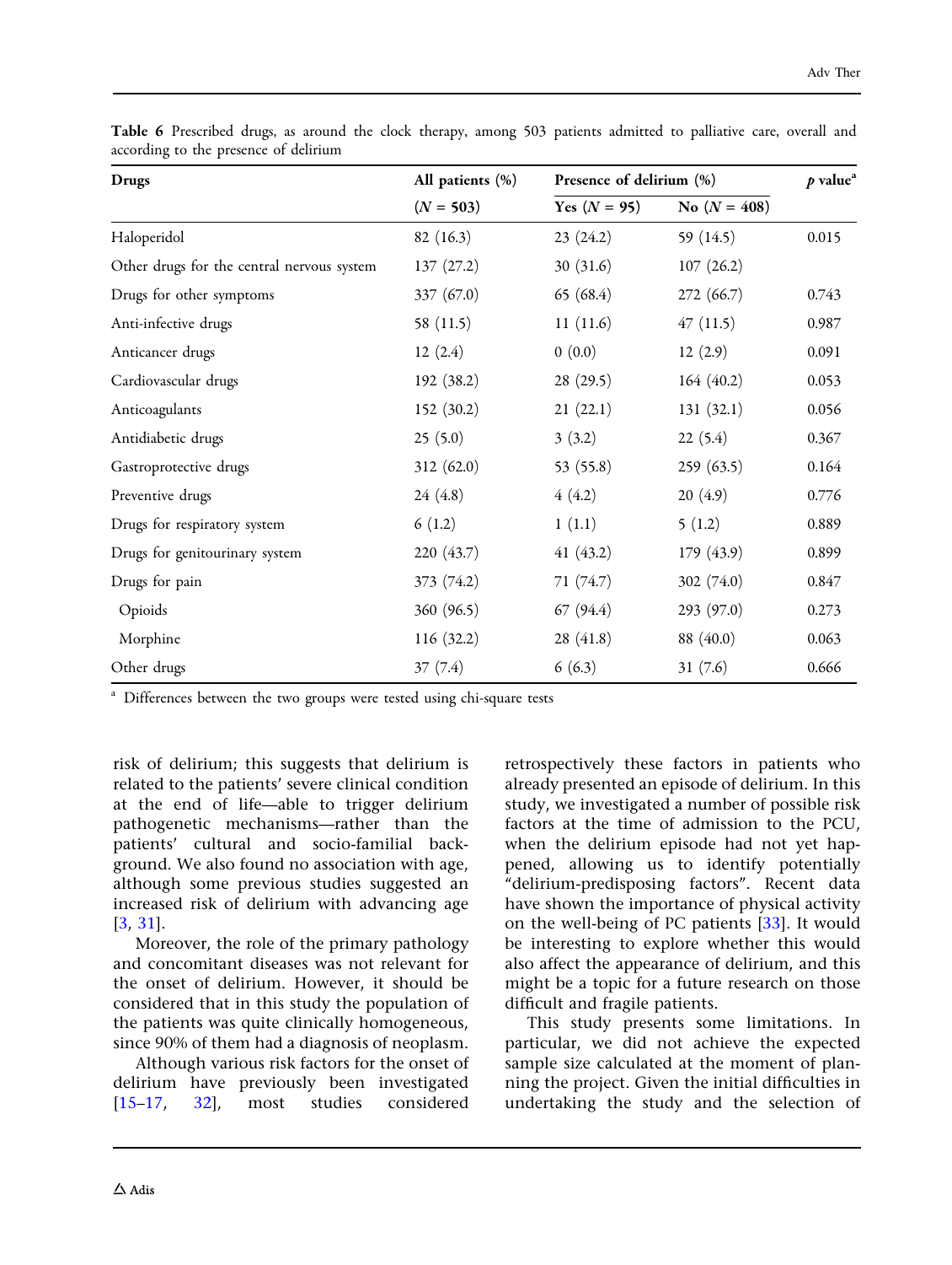**Table 6** Prescribed drugs, as around the clock therapy, among 503 patients admitted to palliative care, overall and according to the presence of delirium

| Drugs | All patients (%) | Presence of delirium (%) | | p value[a] |
|---|---|---|---|---|
| | (N = 503) | Yes (N = 95) | No (N = 408) | |
| Haloperidol | 82 (16.3) | 23 (24.2) | 59 (14.5) | 0.015 |
| Other drugs for the central nervous system | 137 (27.2) | 30 (31.6) | 107 (26.2) | |
| Drugs for other symptoms | 337 (67.0) | 65 (68.4) | 272 (66.7) | 0.743 |
| Anti-infective drugs | 58 (11.5) | 11 (11.6) | 47 (11.5) | 0.987 |
| Anticancer drugs | 12 (2.4) | 0 (0.0) | 12 (2.9) | 0.091 |
| Cardiovascular drugs | 192 (38.2) | 28 (29.5) | 164 (40.2) | 0.053 |
| Anticoagulants | 152 (30.2) | 21 (22.1) | 131 (32.1) | 0.056 |
| Antidiabetic drugs | 25 (5.0) | 3 (3.2) | 22 (5.4) | 0.367 |
| Gastroprotective drugs | 312 (62.0) | 53 (55.8) | 259 (63.5) | 0.164 |
| Preventive drugs | 24 (4.8) | 4 (4.2) | 20 (4.9) | 0.776 |
| Drugs for respiratory system | 6 (1.2) | 1 (1.1) | 5 (1.2) | 0.889 |
| Drugs for genitourinary system | 220 (43.7) | 41 (43.2) | 179 (43.9) | 0.899 |
| Drugs for pain | 373 (74.2) | 71 (74.7) | 302 (74.0) | 0.847 |
| Opioids | 360 (96.5) | 67 (94.4) | 293 (97.0) | 0.273 |
| Morphine | 116 (32.2) | 28 (41.8) | 88 (40.0) | 0.063 |
| Other drugs | 37 (7.4) | 6 (6.3) | 31 (7.6) | 0.666 |

[a] Differences between the two groups were tested using chi-square tests

risk of delirium; this suggests that delirium is related to the patients' severe clinical condition at the end of life—able to trigger delirium pathogenetic mechanisms—rather than the patients' cultural and socio-familial background. We also found no association with age, although some previous studies suggested an increased risk of delirium with advancing age [3, 31].

Moreover, the role of the primary pathology and concomitant diseases was not relevant for the onset of delirium. However, it should be considered that in this study the population of the patients was quite clinically homogeneous, since 90% of them had a diagnosis of neoplasm.

Although various risk factors for the onset of delirium have previously been investigated [15–17, 32], most studies considered retrospectively these factors in patients who already presented an episode of delirium. In this study, we investigated a number of possible risk factors at the time of admission to the PCU, when the delirium episode had not yet happened, allowing us to identify potentially "delirium-predisposing factors". Recent data have shown the importance of physical activity on the well-being of PC patients [33]. It would be interesting to explore whether this would also affect the appearance of delirium, and this might be a topic for a future research on those difficult and fragile patients.

This study presents some limitations. In particular, we did not achieve the expected sample size calculated at the moment of planning the project. Given the initial difficulties in undertaking the study and the selection of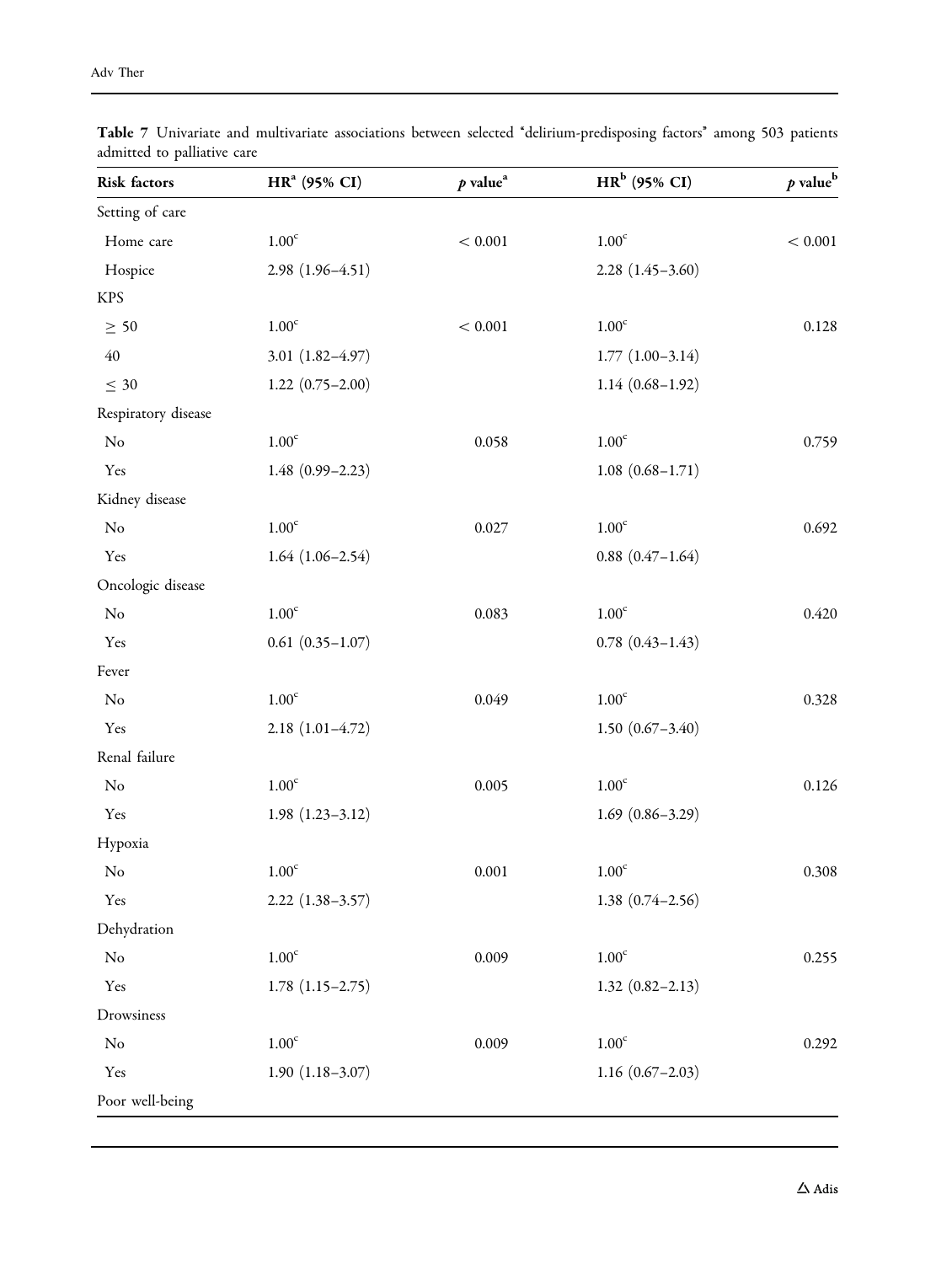**Table 7** Univariate and multivariate associations between selected "delirium-predisposing factors" among 503 patients admitted to palliative care

| Risk factors | HR[a] (95% CI) | *p* value[a] | HR[b] (95% CI) | *p* value[b] |
|---|---|---|---|---|
| Setting of care | | | | |
| Home care | 1.00[c] | < 0.001 | 1.00[c] | < 0.001 |
| Hospice | 2.98 (1.96–4.51) | | 2.28 (1.45–3.60) | |
| KPS | | | | |
| ≥ 50 | 1.00[c] | < 0.001 | 1.00[c] | 0.128 |
| 40 | 3.01 (1.82–4.97) | | 1.77 (1.00–3.14) | |
| ≤ 30 | 1.22 (0.75–2.00) | | 1.14 (0.68–1.92) | |
| Respiratory disease | | | | |
| No | 1.00[c] | 0.058 | 1.00[c] | 0.759 |
| Yes | 1.48 (0.99–2.23) | | 1.08 (0.68–1.71) | |
| Kidney disease | | | | |
| No | 1.00[c] | 0.027 | 1.00[c] | 0.692 |
| Yes | 1.64 (1.06–2.54) | | 0.88 (0.47–1.64) | |
| Oncologic disease | | | | |
| No | 1.00[c] | 0.083 | 1.00[c] | 0.420 |
| Yes | 0.61 (0.35–1.07) | | 0.78 (0.43–1.43) | |
| Fever | | | | |
| No | 1.00[c] | 0.049 | 1.00[c] | 0.328 |
| Yes | 2.18 (1.01–4.72) | | 1.50 (0.67–3.40) | |
| Renal failure | | | | |
| No | 1.00[c] | 0.005 | 1.00[c] | 0.126 |
| Yes | 1.98 (1.23–3.12) | | 1.69 (0.86–3.29) | |
| Hypoxia | | | | |
| No | 1.00[c] | 0.001 | 1.00[c] | 0.308 |
| Yes | 2.22 (1.38–3.57) | | 1.38 (0.74–2.56) | |
| Dehydration | | | | |
| No | 1.00[c] | 0.009 | 1.00[c] | 0.255 |
| Yes | 1.78 (1.15–2.75) | | 1.32 (0.82–2.13) | |
| Drowsiness | | | | |
| No | 1.00[c] | 0.009 | 1.00[c] | 0.292 |
| Yes | 1.90 (1.18–3.07) | | 1.16 (0.67–2.03) | |
| Poor well-being | | | | |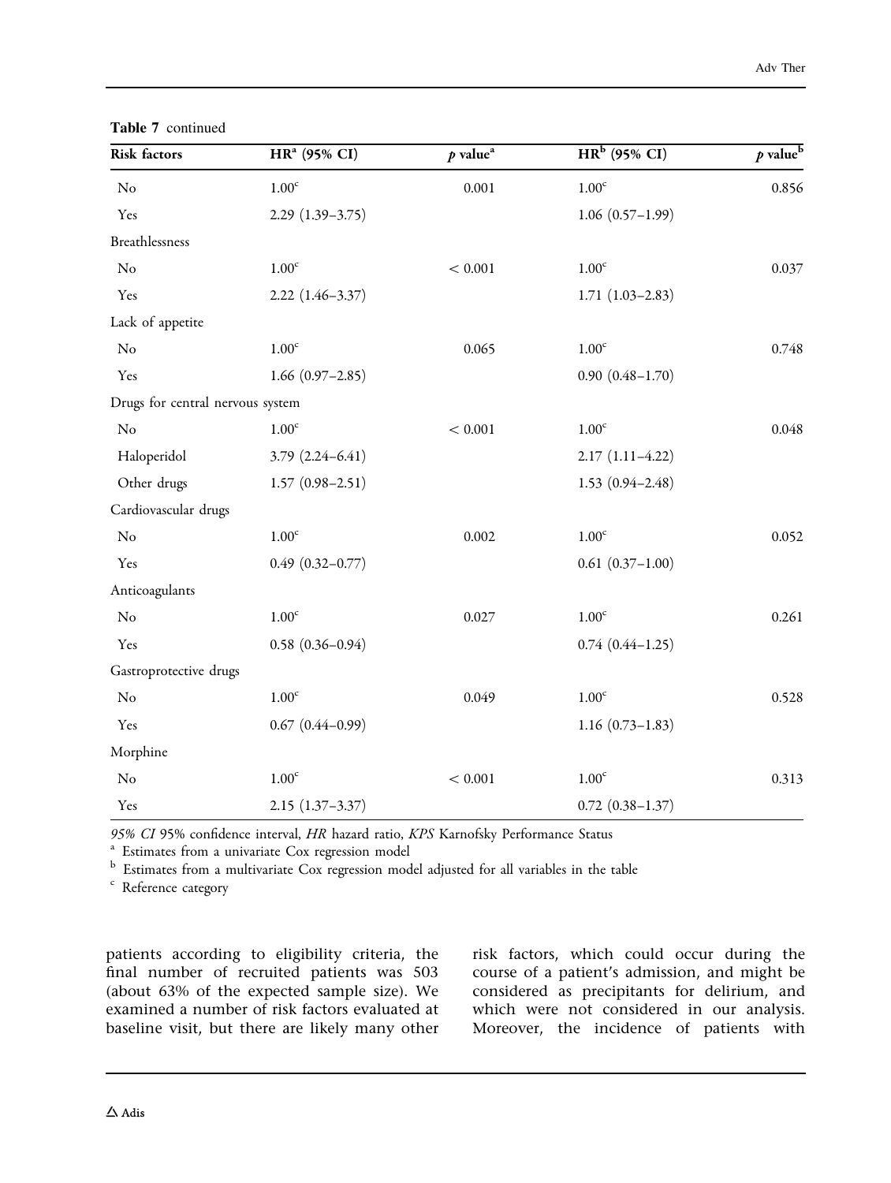**Table 7** continued

| Risk factors | HR[a] (95% CI) | *p* value[a] | HR[b] (95% CI) | *p* value[b] |
|---|---|---|---|---|
| No | 1.00[c] | 0.001 | 1.00[c] | 0.856 |
| Yes | 2.29 (1.39–3.75) | | 1.06 (0.57–1.99) | |
| Breathlessness | | | | |
| No | 1.00[c] | < 0.001 | 1.00[c] | 0.037 |
| Yes | 2.22 (1.46–3.37) | | 1.71 (1.03–2.83) | |
| Lack of appetite | | | | |
| No | 1.00[c] | 0.065 | 1.00[c] | 0.748 |
| Yes | 1.66 (0.97–2.85) | | 0.90 (0.48–1.70) | |
| Drugs for central nervous system | | | | |
| No | 1.00[c] | < 0.001 | 1.00[c] | 0.048 |
| Haloperidol | 3.79 (2.24–6.41) | | 2.17 (1.11–4.22) | |
| Other drugs | 1.57 (0.98–2.51) | | 1.53 (0.94–2.48) | |
| Cardiovascular drugs | | | | |
| No | 1.00[c] | 0.002 | 1.00[c] | 0.052 |
| Yes | 0.49 (0.32–0.77) | | 0.61 (0.37–1.00) | |
| Anticoagulants | | | | |
| No | 1.00[c] | 0.027 | 1.00[c] | 0.261 |
| Yes | 0.58 (0.36–0.94) | | 0.74 (0.44–1.25) | |
| Gastroprotective drugs | | | | |
| No | 1.00[c] | 0.049 | 1.00[c] | 0.528 |
| Yes | 0.67 (0.44–0.99) | | 1.16 (0.73–1.83) | |
| Morphine | | | | |
| No | 1.00[c] | < 0.001 | 1.00[c] | 0.313 |
| Yes | 2.15 (1.37–3.37) | | 0.72 (0.38–1.37) | |

*95% CI* 95% confidence interval, *HR* hazard ratio, *KPS* Karnofsky Performance Status

[a] Estimates from a univariate Cox regression model

[b] Estimates from a multivariate Cox regression model adjusted for all variables in the table

[c] Reference category

patients according to eligibility criteria, the final number of recruited patients was 503 (about 63% of the expected sample size). We examined a number of risk factors evaluated at baseline visit, but there are likely many other risk factors, which could occur during the course of a patient's admission, and might be considered as precipitants for delirium, and which were not considered in our analysis. Moreover, the incidence of patients with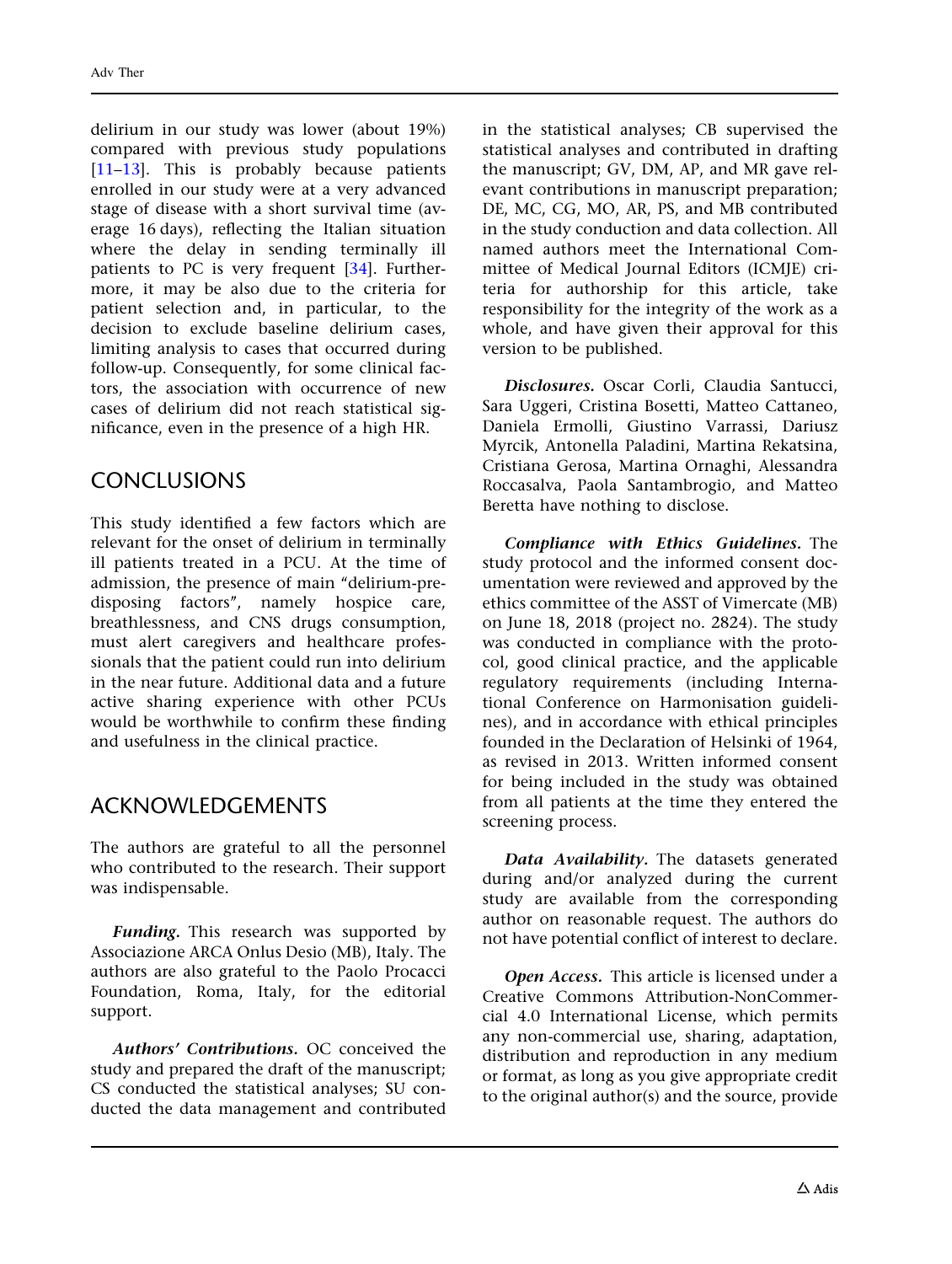delirium in our study was lower (about 19%) compared with previous study populations [11–13]. This is probably because patients enrolled in our study were at a very advanced stage of disease with a short survival time (average 16 days), reflecting the Italian situation where the delay in sending terminally ill patients to PC is very frequent [34]. Furthermore, it may be also due to the criteria for patient selection and, in particular, to the decision to exclude baseline delirium cases, limiting analysis to cases that occurred during follow-up. Consequently, for some clinical factors, the association with occurrence of new cases of delirium did not reach statistical significance, even in the presence of a high HR.

## CONCLUSIONS

This study identified a few factors which are relevant for the onset of delirium in terminally ill patients treated in a PCU. At the time of admission, the presence of main "delirium-predisposing factors", namely hospice care, breathlessness, and CNS drugs consumption, must alert caregivers and healthcare professionals that the patient could run into delirium in the near future. Additional data and a future active sharing experience with other PCUs would be worthwhile to confirm these finding and usefulness in the clinical practice.

## ACKNOWLEDGEMENTS

The authors are grateful to all the personnel who contributed to the research. Their support was indispensable.

***Funding.*** This research was supported by Associazione ARCA Onlus Desio (MB), Italy. The authors are also grateful to the Paolo Procacci Foundation, Roma, Italy, for the editorial support.

***Authors' Contributions.*** OC conceived the study and prepared the draft of the manuscript; CS conducted the statistical analyses; SU conducted the data management and contributed in the statistical analyses; CB supervised the statistical analyses and contributed in drafting the manuscript; GV, DM, AP, and MR gave relevant contributions in manuscript preparation; DE, MC, CG, MO, AR, PS, and MB contributed in the study conduction and data collection. All named authors meet the International Committee of Medical Journal Editors (ICMJE) criteria for authorship for this article, take responsibility for the integrity of the work as a whole, and have given their approval for this version to be published.

***Disclosures.*** Oscar Corli, Claudia Santucci, Sara Uggeri, Cristina Bosetti, Matteo Cattaneo, Daniela Ermolli, Giustino Varrassi, Dariusz Myrcik, Antonella Paladini, Martina Rekatsina, Cristiana Gerosa, Martina Ornaghi, Alessandra Roccasalva, Paola Santambrogio, and Matteo Beretta have nothing to disclose.

***Compliance with Ethics Guidelines.*** The study protocol and the informed consent documentation were reviewed and approved by the ethics committee of the ASST of Vimercate (MB) on June 18, 2018 (project no. 2824). The study was conducted in compliance with the protocol, good clinical practice, and the applicable regulatory requirements (including International Conference on Harmonisation guidelines), and in accordance with ethical principles founded in the Declaration of Helsinki of 1964, as revised in 2013. Written informed consent for being included in the study was obtained from all patients at the time they entered the screening process.

***Data Availability.*** The datasets generated during and/or analyzed during the current study are available from the corresponding author on reasonable request. The authors do not have potential conflict of interest to declare.

***Open Access.*** This article is licensed under a Creative Commons Attribution-NonCommercial 4.0 International License, which permits any non-commercial use, sharing, adaptation, distribution and reproduction in any medium or format, as long as you give appropriate credit to the original author(s) and the source, provide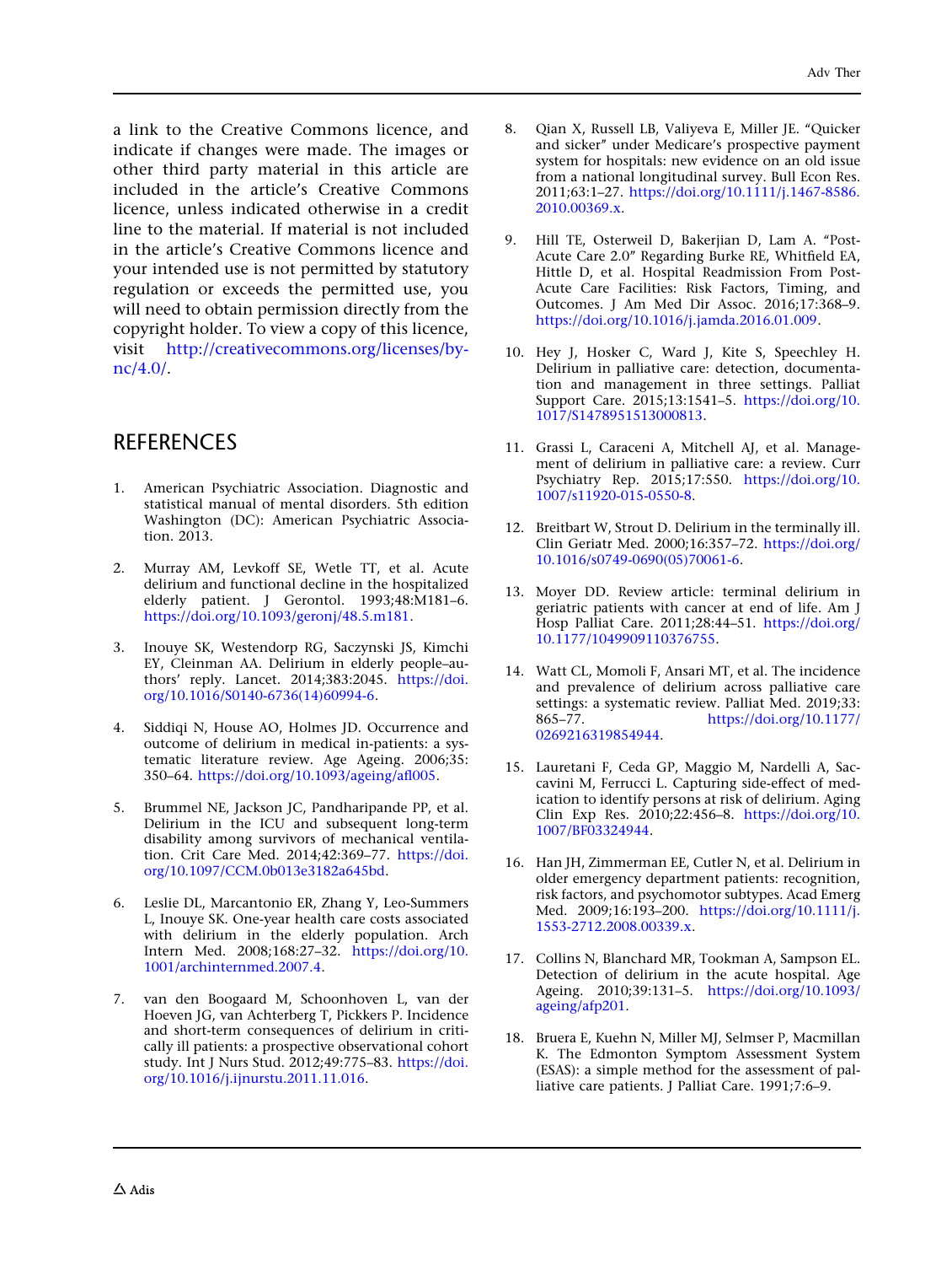a link to the Creative Commons licence, and indicate if changes were made. The images or other third party material in this article are included in the article's Creative Commons licence, unless indicated otherwise in a credit line to the material. If material is not included in the article's Creative Commons licence and your intended use is not permitted by statutory regulation or exceeds the permitted use, you will need to obtain permission directly from the copyright holder. To view a copy of this licence, visit http://creativecommons.org/licenses/by-nc/4.0/.

## REFERENCES

1. American Psychiatric Association. Diagnostic and statistical manual of mental disorders. 5th edition Washington (DC): American Psychiatric Association. 2013.

2. Murray AM, Levkoff SE, Wetle TT, et al. Acute delirium and functional decline in the hospitalized elderly patient. J Gerontol. 1993;48:M181–6. https://doi.org/10.1093/geronj/48.5.m181.

3. Inouye SK, Westendorp RG, Saczynski JS, Kimchi EY, Cleinman AA. Delirium in elderly people–authors' reply. Lancet. 2014;383:2045. https://doi.org/10.1016/S0140-6736(14)60994-6.

4. Siddiqi N, House AO, Holmes JD. Occurrence and outcome of delirium in medical in-patients: a systematic literature review. Age Ageing. 2006;35:350–64. https://doi.org/10.1093/ageing/afl005.

5. Brummel NE, Jackson JC, Pandharipande PP, et al. Delirium in the ICU and subsequent long-term disability among survivors of mechanical ventilation. Crit Care Med. 2014;42:369–77. https://doi.org/10.1097/CCM.0b013e3182a645bd.

6. Leslie DL, Marcantonio ER, Zhang Y, Leo-Summers L, Inouye SK. One-year health care costs associated with delirium in the elderly population. Arch Intern Med. 2008;168:27–32. https://doi.org/10.1001/archinternmed.2007.4.

7. van den Boogaard M, Schoonhoven L, van der Hoeven JG, van Achterberg T, Pickkers P. Incidence and short-term consequences of delirium in critically ill patients: a prospective observational cohort study. Int J Nurs Stud. 2012;49:775–83. https://doi.org/10.1016/j.ijnurstu.2011.11.016.

8. Qian X, Russell LB, Valiyeva E, Miller JE. "Quicker and sicker" under Medicare's prospective payment system for hospitals: new evidence on an old issue from a national longitudinal survey. Bull Econ Res. 2011;63:1–27. https://doi.org/10.1111/j.1467-8586.2010.00369.x.

9. Hill TE, Osterweil D, Bakerjian D, Lam A. "Post-Acute Care 2.0" Regarding Burke RE, Whitfield EA, Hittle D, et al. Hospital Readmission From Post-Acute Care Facilities: Risk Factors, Timing, and Outcomes. J Am Med Dir Assoc. 2016;17:368–9. https://doi.org/10.1016/j.jamda.2016.01.009.

10. Hey J, Hosker C, Ward J, Kite S, Speechley H. Delirium in palliative care: detection, documentation and management in three settings. Palliat Support Care. 2015;13:1541–5. https://doi.org/10.1017/S1478951513000813.

11. Grassi L, Caraceni A, Mitchell AJ, et al. Management of delirium in palliative care: a review. Curr Psychiatry Rep. 2015;17:550. https://doi.org/10.1007/s11920-015-0550-8.

12. Breitbart W, Strout D. Delirium in the terminally ill. Clin Geriatr Med. 2000;16:357–72. https://doi.org/10.1016/s0749-0690(05)70061-6.

13. Moyer DD. Review article: terminal delirium in geriatric patients with cancer at end of life. Am J Hosp Palliat Care. 2011;28:44–51. https://doi.org/10.1177/1049909110376755.

14. Watt CL, Momoli F, Ansari MT, et al. The incidence and prevalence of delirium across palliative care settings: a systematic review. Palliat Med. 2019;33:865–77. https://doi.org/10.1177/0269216319854944.

15. Lauretani F, Ceda GP, Maggio M, Nardelli A, Saccavini M, Ferrucci L. Capturing side-effect of medication to identify persons at risk of delirium. Aging Clin Exp Res. 2010;22:456–8. https://doi.org/10.1007/BF03324944.

16. Han JH, Zimmerman EE, Cutler N, et al. Delirium in older emergency department patients: recognition, risk factors, and psychomotor subtypes. Acad Emerg Med. 2009;16:193–200. https://doi.org/10.1111/j.1553-2712.2008.00339.x.

17. Collins N, Blanchard MR, Tookman A, Sampson EL. Detection of delirium in the acute hospital. Age Ageing. 2010;39:131–5. https://doi.org/10.1093/ageing/afp201.

18. Bruera E, Kuehn N, Miller MJ, Selmser P, Macmillan K. The Edmonton Symptom Assessment System (ESAS): a simple method for the assessment of palliative care patients. J Palliat Care. 1991;7:6–9.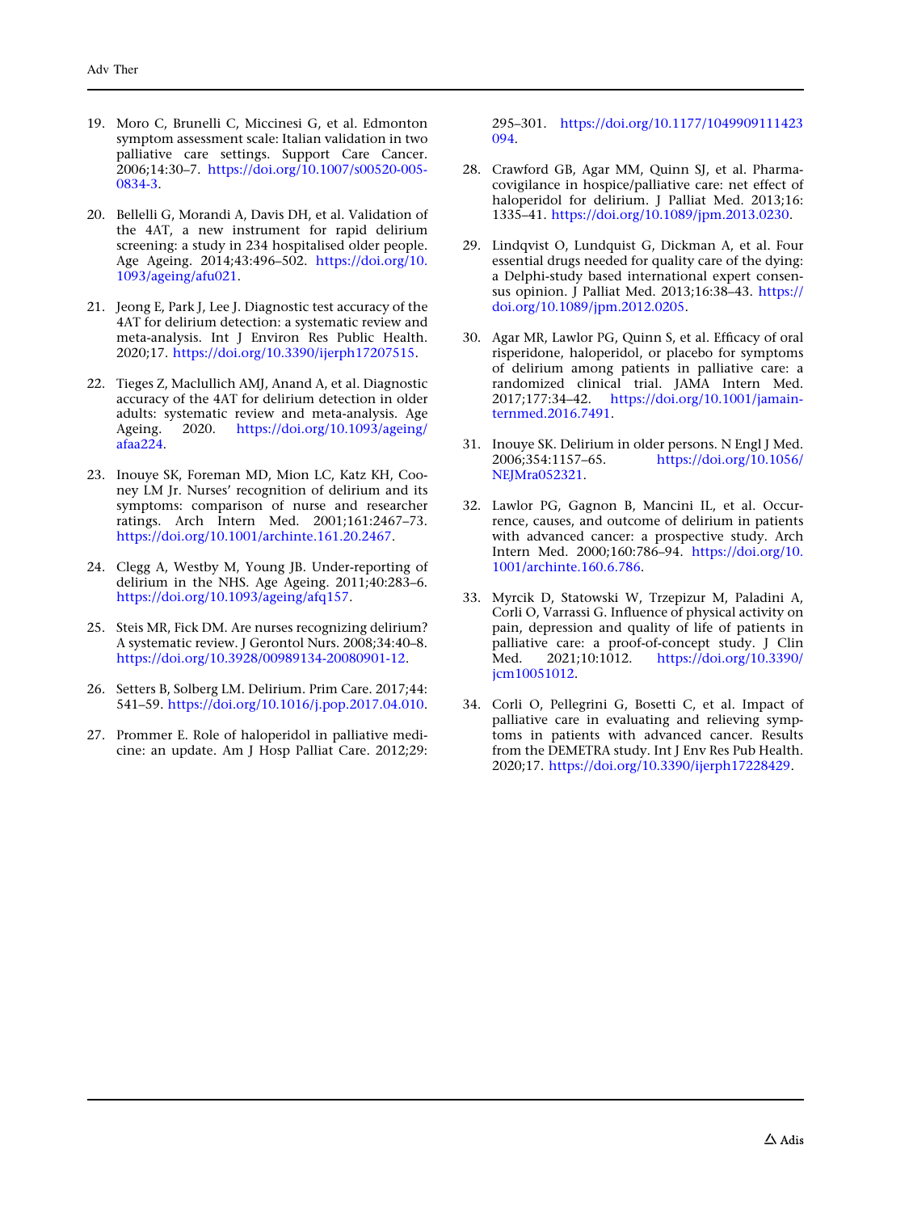19. Moro C, Brunelli C, Miccinesi G, et al. Edmonton symptom assessment scale: Italian validation in two palliative care settings. Support Care Cancer. 2006;14:30–7. https://doi.org/10.1007/s00520-005-0834-3.

20. Bellelli G, Morandi A, Davis DH, et al. Validation of the 4AT, a new instrument for rapid delirium screening: a study in 234 hospitalised older people. Age Ageing. 2014;43:496–502. https://doi.org/10.1093/ageing/afu021.

21. Jeong E, Park J, Lee J. Diagnostic test accuracy of the 4AT for delirium detection: a systematic review and meta-analysis. Int J Environ Res Public Health. 2020;17. https://doi.org/10.3390/ijerph17207515.

22. Tieges Z, Maclullich AMJ, Anand A, et al. Diagnostic accuracy of the 4AT for delirium detection in older adults: systematic review and meta-analysis. Age Ageing. 2020. https://doi.org/10.1093/ageing/afaa224.

23. Inouye SK, Foreman MD, Mion LC, Katz KH, Cooney LM Jr. Nurses' recognition of delirium and its symptoms: comparison of nurse and researcher ratings. Arch Intern Med. 2001;161:2467–73. https://doi.org/10.1001/archinte.161.20.2467.

24. Clegg A, Westby M, Young JB. Under-reporting of delirium in the NHS. Age Ageing. 2011;40:283–6. https://doi.org/10.1093/ageing/afq157.

25. Steis MR, Fick DM. Are nurses recognizing delirium? A systematic review. J Gerontol Nurs. 2008;34:40–8. https://doi.org/10.3928/00989134-20080901-12.

26. Setters B, Solberg LM. Delirium. Prim Care. 2017;44: 541–59. https://doi.org/10.1016/j.pop.2017.04.010.

27. Prommer E. Role of haloperidol in palliative medicine: an update. Am J Hosp Palliat Care. 2012;29: 295–301. https://doi.org/10.1177/1049909111423094.

28. Crawford GB, Agar MM, Quinn SJ, et al. Pharmacovigilance in hospice/palliative care: net effect of haloperidol for delirium. J Palliat Med. 2013;16: 1335–41. https://doi.org/10.1089/jpm.2013.0230.

29. Lindqvist O, Lundquist G, Dickman A, et al. Four essential drugs needed for quality care of the dying: a Delphi-study based international expert consensus opinion. J Palliat Med. 2013;16:38–43. https://doi.org/10.1089/jpm.2012.0205.

30. Agar MR, Lawlor PG, Quinn S, et al. Efficacy of oral risperidone, haloperidol, or placebo for symptoms of delirium among patients in palliative care: a randomized clinical trial. JAMA Intern Med. 2017;177:34–42. https://doi.org/10.1001/jamainternmed.2016.7491.

31. Inouye SK. Delirium in older persons. N Engl J Med. 2006;354:1157–65. https://doi.org/10.1056/NEJMra052321.

32. Lawlor PG, Gagnon B, Mancini IL, et al. Occurrence, causes, and outcome of delirium in patients with advanced cancer: a prospective study. Arch Intern Med. 2000;160:786–94. https://doi.org/10.1001/archinte.160.6.786.

33. Myrcik D, Statowski W, Trzepizur M, Paladini A, Corli O, Varrassi G. Influence of physical activity on pain, depression and quality of life of patients in palliative care: a proof-of-concept study. J Clin Med. 2021;10:1012. https://doi.org/10.3390/jcm10051012.

34. Corli O, Pellegrini G, Bosetti C, et al. Impact of palliative care in evaluating and relieving symptoms in patients with advanced cancer. Results from the DEMETRA study. Int J Env Res Pub Health. 2020;17. https://doi.org/10.3390/ijerph17228429.